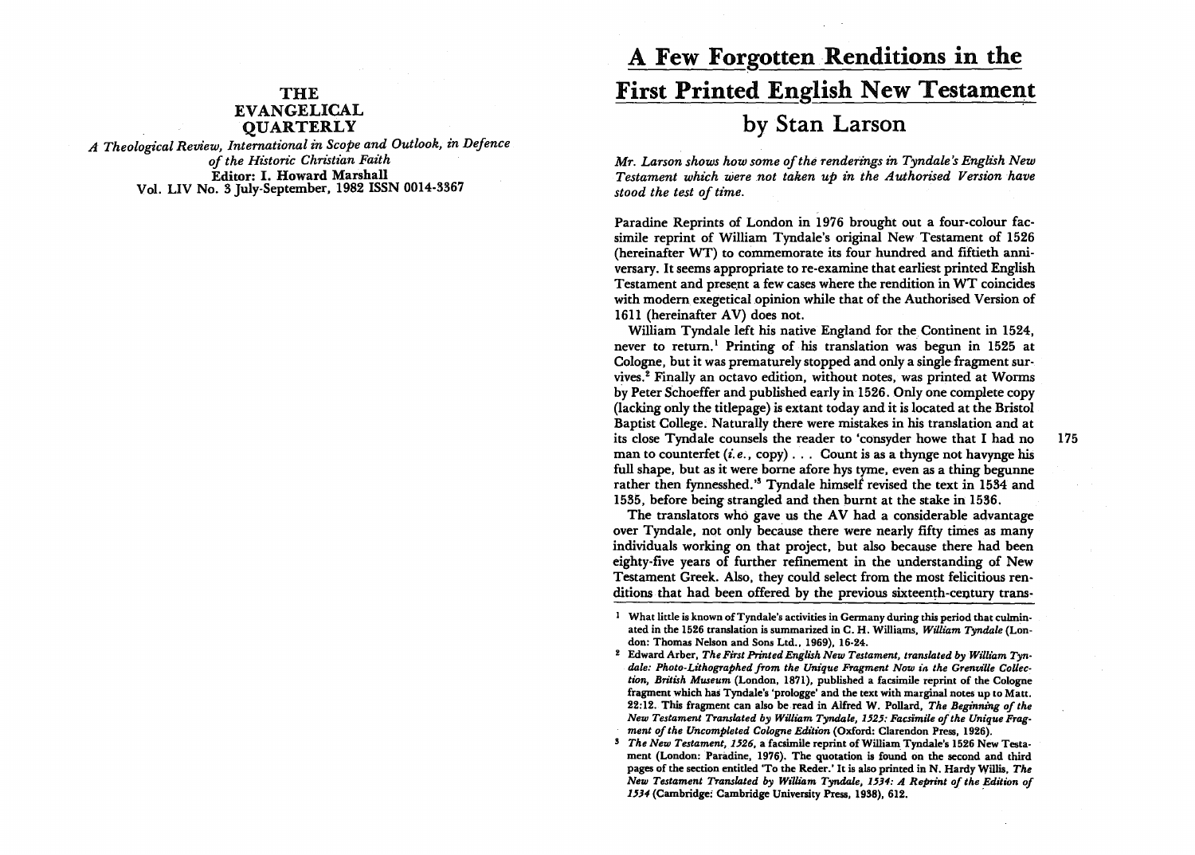**THE EVANGELICAL QUARTERLY**

*A Theological Review, International in Scope and Outlook, in Defence of the Historic Christian Faith*

**Editor: I. Howard Marshall**

**Vol. LIV No. 3 July-September, 1982 ISSN 0014-3367**

# A Few Forgotten Renditions in the First Printed English New Testament

## by Stan Larson

*Mr. Larson shows how some of the renderings in Tyndale's English New Testament which were not taken up in the Authorised Version have stood the test of time.*

Paradine Reprints of London in 1976 brought out a four-colour facsimile reprint of William Tyndale's original New Testament of 1526 (hereinafter WT) to commemorate its four hundred and fiftieth anniversary. It seems appropriate to re-examine that earliest printed English Testament and present a few cases where the rendition in WT coincides with modern exegetical opinion while that of the Authorised Version of 1611 (hereinafter AV) does not.

William Tyndale left his native England for the Continent in 1524, never to return.[1] Printing of his translation was begun in 1525 at Cologne, but it was prematurely stopped and only a single fragment survives.[2] Finally an octavo edition, without notes, was printed at Worms by Peter Schoeffer and published early in 1526. Only one complete copy (lacking only the titlepage) is extant today and it is located at the Bristol Baptist College. Naturally there were mistakes in his translation and at its close Tyndale counsels the reader to 'consyder howe that I had no man to counterfet (*i.e.*, copy) . . . Count is as a thynge not havynge his full shape, but as it were borne afore hys tyme, even as a thing begunne rather then fynnesshed.'[3] Tyndale himself revised the text in 1534 and 1535, before being strangled and then burnt at the stake in 1536.

The translators who gave us the AV had a considerable advantage over Tyndale, not only because there were nearly fifty times as many individuals working on that project, but also because there had been eighty-five years of further refinement in the understanding of New Testament Greek. Also, they could select from the most felicitious renditions that had been offered by the previous sixteenth-century trans-

---

[1] What little is known of Tyndale's activities in Germany during this period that culminated in the 1526 translation is summarized in C. H. Williams, *William Tyndale* (London: Thomas Nelson and Sons Ltd., 1969), 16-24.

[2] Edward Arber, *The First Printed English New Testament, translated by William Tyndale: Photo-Lithographed from the Unique Fragment Now in the Grenville Collection, British Museum* (London, 1871), published a facsimile reprint of the Cologne fragment which has Tyndale's 'prologge' and the text with marginal notes up to Matt. 22:12. This fragment can also be read in Alfred W. Pollard, *The Beginning of the New Testament Translated by William Tyndale, 1525: Facsimile of the Unique Fragment of the Uncompleted Cologne Edition* (Oxford: Clarendon Press, 1926).

[3] *The New Testament, 1526*, a facsimile reprint of William Tyndale's 1526 New Testament (London: Paradine, 1976). The quotation is found on the second and third pages of the section entitled 'To the Reder.' It is also printed in N. Hardy Willis, *The New Testament Translated by William Tyndale, 1534: A Reprint of the Edition of 1534* (Cambridge: Cambridge University Press, 1938), 612.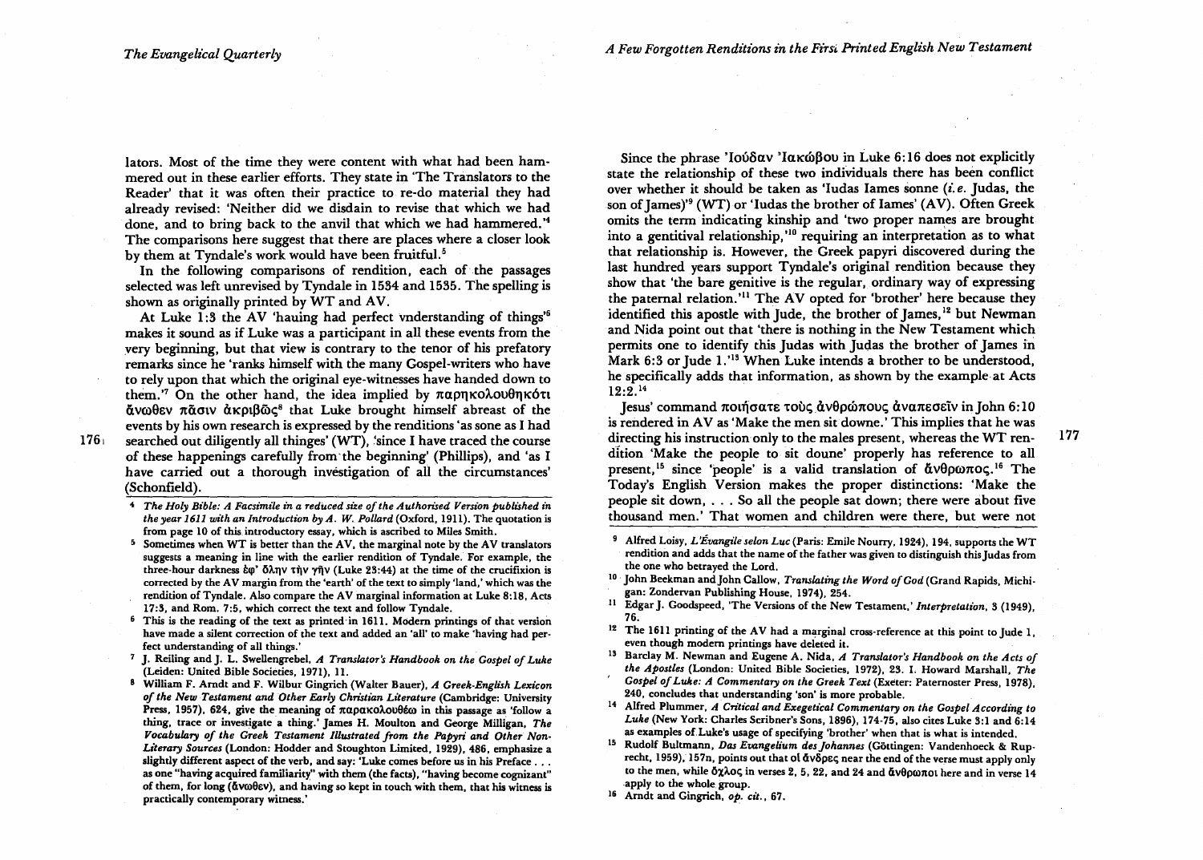lators. Most of the time they were content with what had been hammered out in these earlier efforts. They state in 'The Translators to the Reader' that it was often their practice to re-do material they had already revised: 'Neither did we disdain to revise that which we had done, and to bring back to the anvil that which we had hammered.'[4] The comparisons here suggest that there are places where a closer look by them at Tyndale's work would have been fruitful.[5]

In the following comparisons of rendition, each of the passages selected was left unrevised by Tyndale in 1534 and 1535. The spelling is shown as originally printed by WT and AV.

At Luke 1:3 the AV 'hauing had perfect vnderstanding of things'[6] makes it sound as if Luke was a participant in all these events from the very beginning, but that view is contrary to the tenor of his prefatory remarks since he 'ranks himself with the many Gospel-writers who have to rely upon that which the original eye-witnesses have handed down to them.'[7] On the other hand, the idea implied by παρηκολουθηκότι ἄνωθεν πᾶσιν ἀκριβῶς[8] that Luke brought himself abreast of the events by his own research is expressed by the renditions 'as sone as I had searched out diligently all thinges' (WT), 'since I have traced the course of these happenings carefully from the beginning' (Phillips), and 'as I have carried out a thorough investigation of all the circumstances' (Schonfield).

Since the phrase Ἰούδαν Ἰακώβου in Luke 6:16 does not explicitly state the relationship of these two individuals there has been conflict over whether it should be taken as 'Iudas Iames sonne (*i.e.* Judas, the son of James)'[9] (WT) or 'Iudas the brother of Iames' (AV). Often Greek omits the term indicating kinship and 'two proper names are brought into a gentitival relationship,'[10] requiring an interpretation as to what that relationship is. However, the Greek papyri discovered during the last hundred years support Tyndale's original rendition because they show that 'the bare genitive is the regular, ordinary way of expressing the paternal relation.'[11] The AV opted for 'brother' here because they identified this apostle with Jude, the brother of James,[12] but Newman and Nida point out that 'there is nothing in the New Testament which permits one to identify this Judas with Judas the brother of James in Mark 6:3 or Jude 1.'[13] When Luke intends a brother to be understood, he specifically adds that information, as shown by the example at Acts 12:2.[14]

Jesus' command ποιήσατε τοὺς ἀνθρώπους ἀναπεσεῖν in John 6:10 is rendered in AV as 'Make the men sit downe.' This implies that he was directing his instruction only to the males present, whereas the WT rendition 'Make the people to sit doune' properly has reference to all present,[15] since 'people' is a valid translation of ἄνθρωπος.[16] The Today's English Version makes the proper distinctions: 'Make the people sit down, . . . So all the people sat down; there were about five thousand men.' That women and children were there, but were not

---

[4] *The Holy Bible: A Facsimile in a reduced size of the Authorised Version published in the year 1611 with an Introduction by A. W. Pollard* (Oxford, 1911). The quotation is from page 10 of this introductory essay, which is ascribed to Miles Smith.

[5] Sometimes when WT is better than the AV, the marginal note by the AV translators suggests a meaning in line with the earlier rendition of Tyndale. For example, the three-hour darkness ἐφ' ὅλην τὴν γῆν (Luke 23:44) at the time of the crucifixion is corrected by the AV margin from the 'earth' of the text to simply 'land,' which was the rendition of Tyndale. Also compare the AV marginal information at Luke 8:18, Acts 17:3, and Rom. 7:5, which correct the text and follow Tyndale.

[6] This is the reading of the text as printed in 1611. Modern printings of that version have made a silent correction of the text and added an 'all' to make 'having had perfect understanding of all things.'

[7] J. Reiling and J. L. Swellengrebel, *A Translator's Handbook on the Gospel of Luke* (Leiden: United Bible Societies, 1971), 11.

[8] William F. Arndt and F. Wilbur Gingrich (Walter Bauer), *A Greek-English Lexicon of the New Testament and Other Early Christian Literature* (Cambridge: University Press, 1957), 624, give the meaning of παρακολουθέω in this passage as 'follow a thing, trace or investigate a thing.' James H. Moulton and George Milligan, *The Vocabulary of the Greek Testament Illustrated from the Papyri and Other Non-Literary Sources* (London: Hodder and Stoughton Limited, 1929), 486, emphasize a slightly different aspect of the verb, and say: 'Luke comes before us in his Preface . . . as one "having acquired familiarity" with them (the facts), "having become cognizant" of them, for long (ἄνωθεν), and having so kept in touch with them, that his witness is practically contemporary witness.'

[9] Alfred Loisy, *L'Évangile selon Luc* (Paris: Emile Nourry, 1924), 194, supports the WT rendition and adds that the name of the father was given to distinguish this Judas from the one who betrayed the Lord.

[10] John Beekman and John Callow, *Translating the Word of God* (Grand Rapids, Michigan: Zondervan Publishing House, 1974), 254.

[11] Edgar J. Goodspeed, 'The Versions of the New Testament,' *Interpretation*, 3 (1949), 76.

[12] The 1611 printing of the AV had a marginal cross-reference at this point to Jude 1, even though modern printings have deleted it.

[13] Barclay M. Newman and Eugene A. Nida, *A Translator's Handbook on the Acts of the Apostles* (London: United Bible Societies, 1972), 23. I. Howard Marshall, *The Gospel of Luke: A Commentary on the Greek Text* (Exeter: Paternoster Press, 1978), 240, concludes that understanding 'son' is more probable.

[14] Alfred Plummer, *A Critical and Exegetical Commentary on the Gospel According to Luke* (New York: Charles Scribner's Sons, 1896), 174-75, also cites Luke 3:1 and 6:14 as examples of Luke's usage of specifying 'brother' when that is what is intended.

[15] Rudolf Bultmann, *Das Evangelium des Johannes* (Göttingen: Vandenhoeck & Ruprecht, 1959), 157n, points out that οἱ ἄνδρες near the end of the verse must apply only to the men, while ὄχλος in verses 2, 5, 22, and 24 and ἄνθρωποι here and in verse 14 apply to the whole group.

[16] Arndt and Gingrich, *op. cit.*, 67.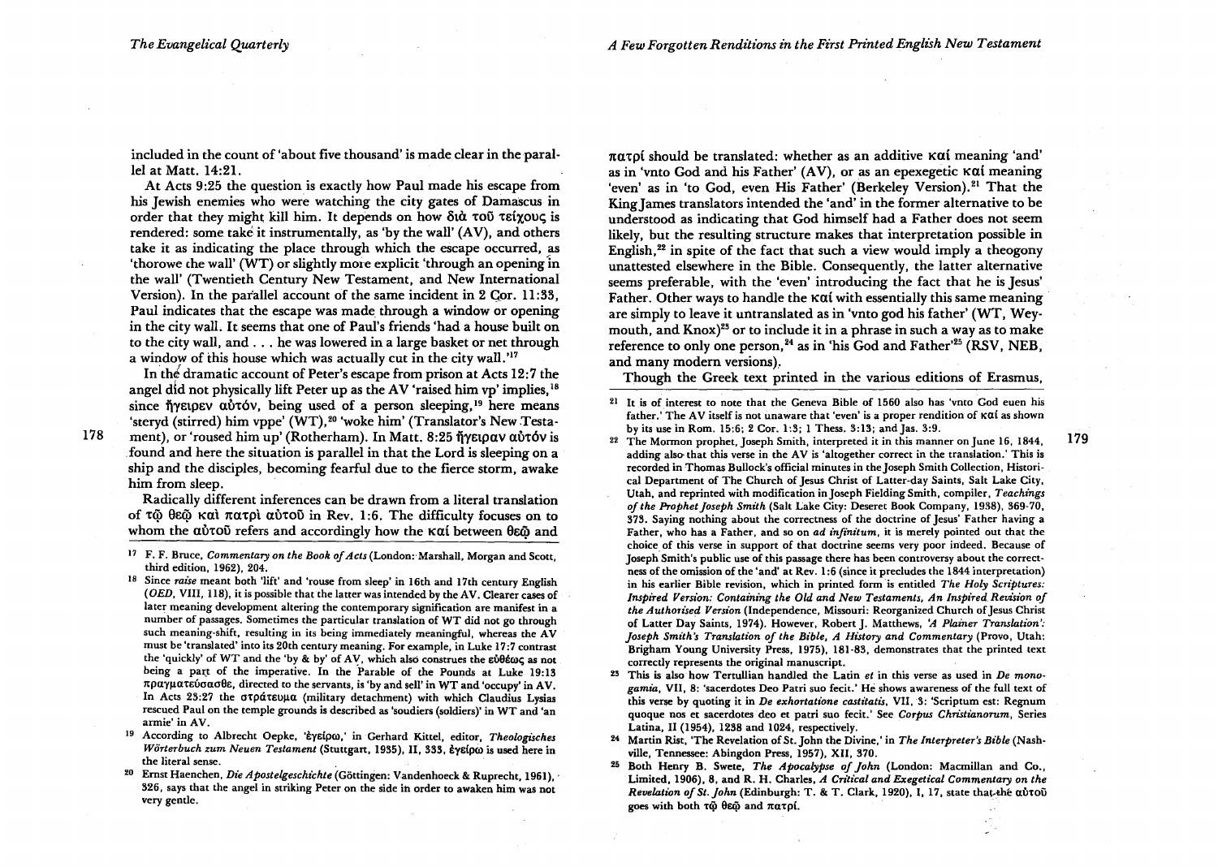included in the count of 'about five thousand' is made clear in the parallel at Matt. 14:21.

At Acts 9:25 the question is exactly how Paul made his escape from his Jewish enemies who were watching the city gates of Damascus in order that they might kill him. It depends on how διὰ τοῦ τείχους is rendered: some take it instrumentally, as 'by the wall' (AV), and others take it as indicating the place through which the escape occurred, as 'thorowe the wall' (WT) or slightly more explicit 'through an opening in the wall' (Twentieth Century New Testament, and New International Version). In the parallel account of the same incident in 2 Cor. 11:33, Paul indicates that the escape was made through a window or opening in the city wall. It seems that one of Paul's friends 'had a house built on to the city wall, and . . . he was lowered in a large basket or net through a window of this house which was actually cut in the city wall.'[17]

In the dramatic account of Peter's escape from prison at Acts 12:7 the angel did not physically lift Peter up as the AV 'raised him vp' implies,[18] since ἤγειρεν αὐτόν, being used of a person sleeping,[19] here means 'steryd (stirred) him vppe' (WT),[20] 'woke him' (Translator's New Testament), or 'roused him up' (Rotherham). In Matt. 8:25 ἤγειραν αὐτόν is found and here the situation is parallel in that the Lord is sleeping on a ship and the disciples, becoming fearful due to the fierce storm, awake him from sleep.

Radically different inferences can be drawn from a literal translation of τῷ θεῷ καὶ πατρὶ αὐτοῦ in Rev. 1:6. The difficulty focuses on to whom the αὐτοῦ refers and accordingly how the καί between θεῷ and πατρί should be translated: whether as an additive καί meaning 'and' as in 'vnto God and his Father' (AV), or as an epexegetic καί meaning 'even' as in 'to God, even His Father' (Berkeley Version).[21] That the King James translators intended the 'and' in the former alternative to be understood as indicating that God himself had a Father does not seem likely, but the resulting structure makes that interpretation possible in English,[22] in spite of the fact that such a view would imply a theogony unattested elsewhere in the Bible. Consequently, the latter alternative seems preferable, with the 'even' introducing the fact that he is Jesus' Father. Other ways to handle the καί with essentially this same meaning are simply to leave it untranslated as in 'vnto god his father' (WT, Weymouth, and Knox)[23] or to include it in a phrase in such a way as to make reference to only one person,[24] as in 'his God and Father'[25] (RSV, NEB, and many modern versions).

Though the Greek text printed in the various editions of Erasmus,

---

[17] F. F. Bruce, *Commentary on the Book of Acts* (London: Marshall, Morgan and Scott, third edition, 1962), 204.

[18] Since *raise* meant both 'lift' and 'rouse from sleep' in 16th and 17th century English (*OED*, VIII, 118), it is possible that the latter was intended by the AV. Clearer cases of later meaning development altering the contemporary signification are manifest in a number of passages. Sometimes the particular translation of WT did not go through such meaning-shift, resulting in its being immediately meaningful, whereas the AV must be 'translated' into its 20th century meaning. For example, in Luke 17:7 contrast the 'quickly' of WT and the 'by & by' of AV, which also construes the εὐθέως as not being a part of the imperative. In the Parable of the Pounds at Luke 19:13 πραγματεύσασθε, directed to the servants, is 'by and sell' in WT and 'occupy' in AV. In Acts 23:27 the στράτευμα (military detachment) with which Claudius Lysias rescued Paul on the temple grounds is described as 'soudiers (soldiers)' in WT and 'an armie' in AV.

[19] According to Albrecht Oepke, 'ἐγείρω,' in Gerhard Kittel, editor, *Theologisches Wörterbuch zum Neuen Testament* (Stuttgart, 1935), II, 333, ἐγείρω is used here in the literal sense.

[20] Ernst Haenchen, *Die Apostelgeschichte* (Göttingen: Vandenhoeck & Ruprecht, 1961), 326, says that the angel in striking Peter on the side in order to awaken him was not very gentle.

[21] It is of interest to note that the Geneva Bible of 1560 also has 'vnto God euen his father.' The AV itself is not unaware that 'even' is a proper rendition of καί as shown by its use in Rom. 15:6; 2 Cor. 1:3; 1 Thess. 3:13; and Jas. 3:9.

[22] The Mormon prophet, Joseph Smith, interpreted it in this manner on June 16, 1844, adding also that this verse in the AV is 'altogether correct in the translation.' This is recorded in Thomas Bullock's official minutes in the Joseph Smith Collection, Historical Department of The Church of Jesus Christ of Latter-day Saints, Salt Lake City, Utah, and reprinted with modification in Joseph Fielding Smith, compiler, *Teachings of the Prophet Joseph Smith* (Salt Lake City: Deseret Book Company, 1938), 369-70, 373. Saying nothing about the correctness of the doctrine of Jesus' Father having a Father, who has a Father, and so on *ad infinitum*, it is merely pointed out that the choice of this verse in support of that doctrine seems very poor indeed. Because of Joseph Smith's public use of this passage there has been controversy about the correctness of the omission of the 'and' at Rev. 1:6 (since it precludes the 1844 interpretation) in his earlier Bible revision, which in printed form is entitled *The Holy Scriptures: Inspired Version: Containing the Old and New Testaments, An Inspired Revision of the Authorised Version* (Independence, Missouri: Reorganized Church of Jesus Christ of Latter Day Saints, 1974). However, Robert J. Matthews, *'A Plainer Translation': Joseph Smith's Translation of the Bible, A History and Commentary* (Provo, Utah: Brigham Young University Press, 1975), 181-83, demonstrates that the printed text correctly represents the original manuscript.

[23] This is also how Tertullian handled the Latin *et* in this verse as used in *De monogamia*, VII, 8: 'sacerdotes Deo Patri suo fecit.' He shows awareness of the full text of this verse by quoting it in *De exhortatione castitatis*, VII, 3: 'Scriptum est: Regnum quoque nos et sacerdotes deo et patri suo fecit.' See *Corpus Christianorum*, Series Latina, II (1954), 1238 and 1024, respectively.

[24] Martin Rist, 'The Revelation of St. John the Divine,' in *The Interpreter's Bible* (Nashville, Tennessee: Abingdon Press, 1957), XII, 370.

[25] Both Henry B. Swete, *The Apocalypse of John* (London: Macmillan and Co., Limited, 1906), 8, and R. H. Charles, *A Critical and Exegetical Commentary on the Revelation of St. John* (Edinburgh: T. & T. Clark, 1920), I, 17, state that the αὐτοῦ goes with both τῷ θεῷ and πατρί.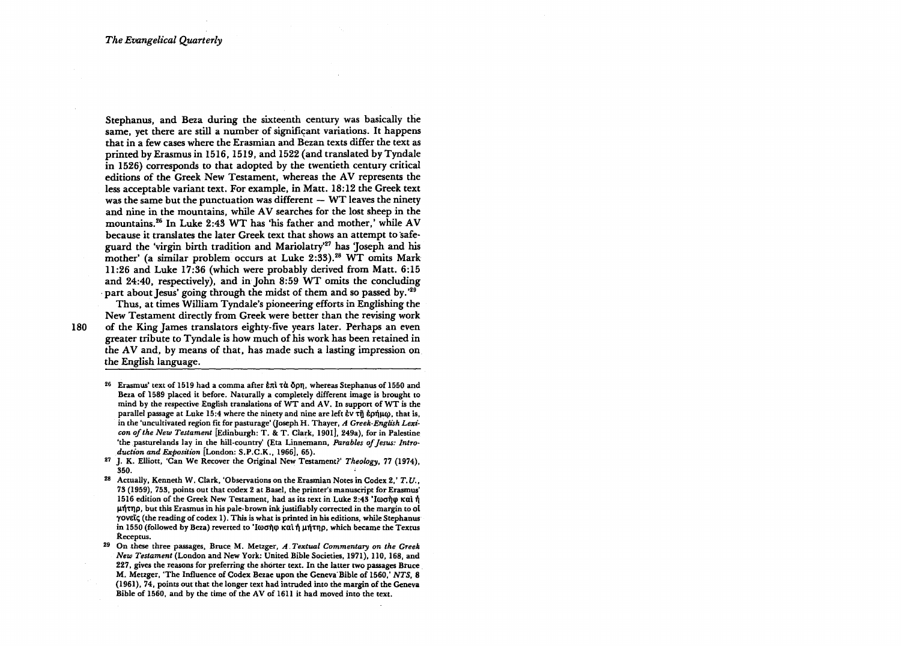Stephanus, and Beza during the sixteenth century was basically the same, yet there are still a number of significant variations. It happens that in a few cases where the Erasmian and Bezan texts differ the text as printed by Erasmus in 1516, 1519, and 1522 (and translated by Tyndale in 1526) corresponds to that adopted by the twentieth century critical editions of the Greek New Testament, whereas the AV represents the less acceptable variant text. For example, in Matt. 18:12 the Greek text was the same but the punctuation was different — WT leaves the ninety and nine in the mountains, while AV searches for the lost sheep in the mountains.[26] In Luke 2:43 WT has 'his father and mother,' while AV because it translates the later Greek text that shows an attempt to safeguard the 'virgin birth tradition and Mariolatry'[27] has 'Joseph and his mother' (a similar problem occurs at Luke 2:33).[28] WT omits Mark 11:26 and Luke 17:36 (which were probably derived from Matt. 6:15 and 24:40, respectively), and in John 8:59 WT omits the concluding part about Jesus' going through the midst of them and so passed by.'[29]

Thus, at times William Tyndale's pioneering efforts in Englishing the New Testament directly from Greek were better than the revising work of the King James translators eighty-five years later. Perhaps an even greater tribute to Tyndale is how much of his work has been retained in the AV and, by means of that, has made such a lasting impression on the English language.

---

[26] Erasmus' text of 1519 had a comma after ἐπὶ τὰ ὄρη, whereas Stephanus of 1550 and Beza of 1589 placed it before. Naturally a completely different image is brought to mind by the respective English translations of WT and AV. In support of WT is the parallel passage at Luke 15:4 where the ninety and nine are left ἐν τῇ ἐρήμῳ, that is, in the 'uncultivated region fit for pasturage' (Joseph H. Thayer, *A Greek-English Lexicon of the New Testament* [Edinburgh: T. & T. Clark, 1901], 249a), for in Palestine 'the pasturelands lay in the hill-country' (Eta Linnemann, *Parables of Jesus: Introduction and Exposition* [London: S.P.C.K., 1966], 65).

[27] J. K. Elliott, 'Can We Recover the Original New Testament?' *Theology*, 77 (1974), 350.

[28] Actually, Kenneth W. Clark, 'Observations on the Erasmian Notes in Codex 2,' *T.U.*, 73 (1959), 753, points out that codex 2 at Basel, the printer's manuscript for Erasmus' 1516 edition of the Greek New Testament, had as its text in Luke 2:43 Ἰωσὴφ καὶ ἡ μήτηρ, but this Erasmus in his pale-brown ink justifiably corrected in the margin to οἱ γονεῖς (the reading of codex 1). This is what is printed in his editions, while Stephanus in 1550 (followed by Beza) reverted to Ἰωσὴφ καὶ ἡ μήτηρ, which became the Textus Receptus.

[29] On these three passages, Bruce M. Metzger, *A Textual Commentary on the Greek New Testament* (London and New York: United Bible Societies, 1971), 110, 168, and 227, gives the reasons for preferring the shorter text. In the latter two passages Bruce M. Metzger, 'The Influence of Codex Bezae upon the Geneva Bible of 1560,' *NTS*, 8 (1961), 74, points out that the longer text had intruded into the margin of the Geneva Bible of 1560, and by the time of the AV of 1611 it had moved into the text.